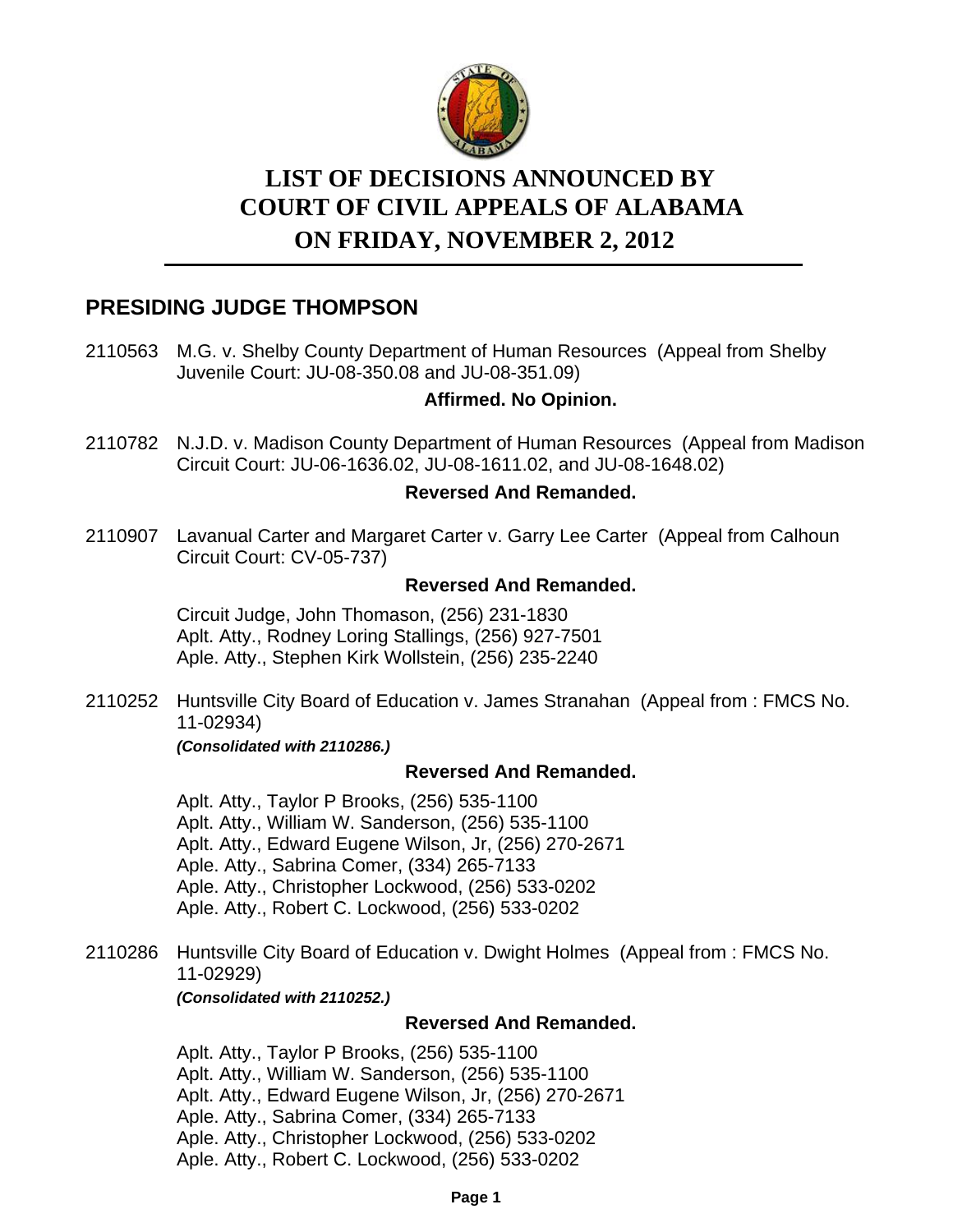# LIST OF DECISIONS ANNOUNCED BY COURT OF CIVIL APPEALS OF ALABAMA ON FRIDAY, NOVEMBER 2, 2012

## PRESIDING JUDGE THOMPSON

2110563 M.G. v. Shelby County Department of Human Resources (Appeal from Shelby Juvenile Court: JU-08-350.08 and JU-08-351.09)

**Affirmed. No Opinion.**

2110782 N.J.D. v. Madison County Department of Human Resources (Appeal from Madison Circuit Court: JU-06-1636.02, JU-08-1611.02, and JU-08-1648.02)

**Reversed And Remanded.**

2110907 Lavanual Carter and Margaret Carter v. Garry Lee Carter (Appeal from Calhoun Circuit Court: CV-05-737)

**Reversed And Remanded.**

Circuit Judge, John Thomason, (256) 231-1830
Aplt. Atty., Rodney Loring Stallings, (256) 927-7501
Aple. Atty., Stephen Kirk Wollstein, (256) 235-2240

2110252 Huntsville City Board of Education v. James Stranahan (Appeal from : FMCS No. 11-02934)

***(Consolidated with 2110286.)***

**Reversed And Remanded.**

Aplt. Atty., Taylor P Brooks, (256) 535-1100
Aplt. Atty., William W. Sanderson, (256) 535-1100
Aplt. Atty., Edward Eugene Wilson, Jr, (256) 270-2671
Aple. Atty., Sabrina Comer, (334) 265-7133
Aple. Atty., Christopher Lockwood, (256) 533-0202
Aple. Atty., Robert C. Lockwood, (256) 533-0202

2110286 Huntsville City Board of Education v. Dwight Holmes (Appeal from : FMCS No. 11-02929)

***(Consolidated with 2110252.)***

**Reversed And Remanded.**

Aplt. Atty., Taylor P Brooks, (256) 535-1100
Aplt. Atty., William W. Sanderson, (256) 535-1100
Aplt. Atty., Edward Eugene Wilson, Jr, (256) 270-2671
Aple. Atty., Sabrina Comer, (334) 265-7133
Aple. Atty., Christopher Lockwood, (256) 533-0202
Aple. Atty., Robert C. Lockwood, (256) 533-0202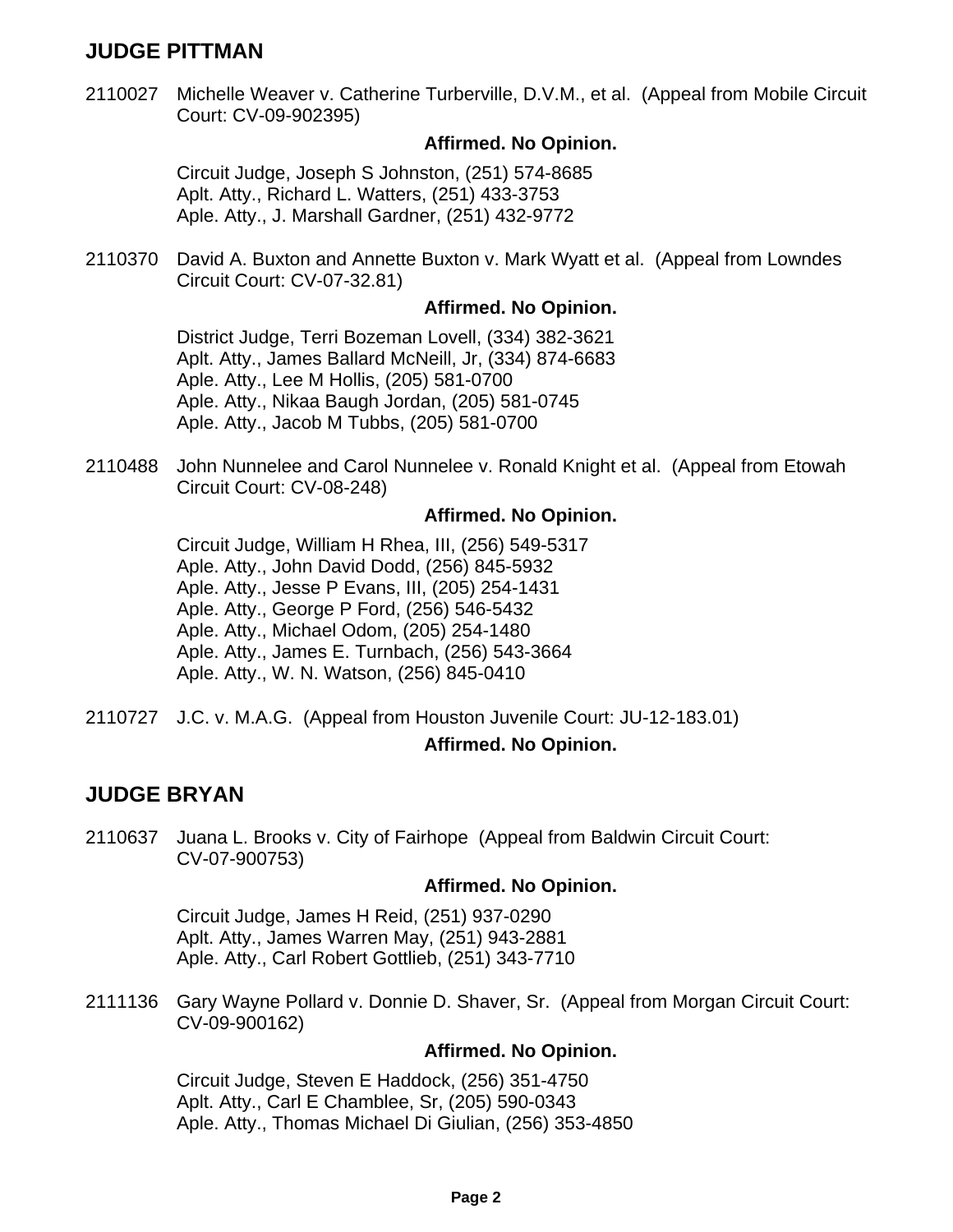## JUDGE PITTMAN

2110027 Michelle Weaver v. Catherine Turberville, D.V.M., et al. (Appeal from Mobile Circuit Court: CV-09-902395)

**Affirmed. No Opinion.**

Circuit Judge, Joseph S Johnston, (251) 574-8685
Aplt. Atty., Richard L. Watters, (251) 433-3753
Aple. Atty., J. Marshall Gardner, (251) 432-9772

2110370 David A. Buxton and Annette Buxton v. Mark Wyatt et al. (Appeal from Lowndes Circuit Court: CV-07-32.81)

**Affirmed. No Opinion.**

District Judge, Terri Bozeman Lovell, (334) 382-3621
Aplt. Atty., James Ballard McNeill, Jr, (334) 874-6683
Aple. Atty., Lee M Hollis, (205) 581-0700
Aple. Atty., Nikaa Baugh Jordan, (205) 581-0745
Aple. Atty., Jacob M Tubbs, (205) 581-0700

2110488 John Nunnelee and Carol Nunnelee v. Ronald Knight et al. (Appeal from Etowah Circuit Court: CV-08-248)

**Affirmed. No Opinion.**

Circuit Judge, William H Rhea, III, (256) 549-5317
Aple. Atty., John David Dodd, (256) 845-5932
Aple. Atty., Jesse P Evans, III, (205) 254-1431
Aple. Atty., George P Ford, (256) 546-5432
Aple. Atty., Michael Odom, (205) 254-1480
Aple. Atty., James E. Turnbach, (256) 543-3664
Aple. Atty., W. N. Watson, (256) 845-0410

2110727 J.C. v. M.A.G. (Appeal from Houston Juvenile Court: JU-12-183.01)

**Affirmed. No Opinion.**

## JUDGE BRYAN

2110637 Juana L. Brooks v. City of Fairhope (Appeal from Baldwin Circuit Court: CV-07-900753)

**Affirmed. No Opinion.**

Circuit Judge, James H Reid, (251) 937-0290
Aplt. Atty., James Warren May, (251) 943-2881
Aple. Atty., Carl Robert Gottlieb, (251) 343-7710

2111136 Gary Wayne Pollard v. Donnie D. Shaver, Sr. (Appeal from Morgan Circuit Court: CV-09-900162)

**Affirmed. No Opinion.**

Circuit Judge, Steven E Haddock, (256) 351-4750
Aplt. Atty., Carl E Chamblee, Sr, (205) 590-0343
Aple. Atty., Thomas Michael Di Giulian, (256) 353-4850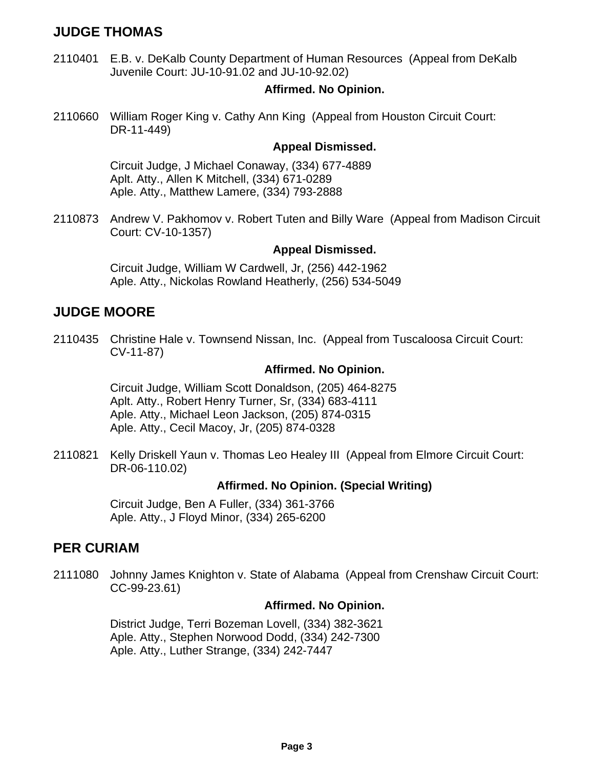## JUDGE THOMAS

2110401 E.B. v. DeKalb County Department of Human Resources (Appeal from DeKalb Juvenile Court: JU-10-91.02 and JU-10-92.02)

**Affirmed. No Opinion.**

2110660 William Roger King v. Cathy Ann King (Appeal from Houston Circuit Court: DR-11-449)

**Appeal Dismissed.**

Circuit Judge, J Michael Conaway, (334) 677-4889
Aplt. Atty., Allen K Mitchell, (334) 671-0289
Aple. Atty., Matthew Lamere, (334) 793-2888

2110873 Andrew V. Pakhomov v. Robert Tuten and Billy Ware (Appeal from Madison Circuit Court: CV-10-1357)

**Appeal Dismissed.**

Circuit Judge, William W Cardwell, Jr, (256) 442-1962
Aple. Atty., Nickolas Rowland Heatherly, (256) 534-5049

## JUDGE MOORE

2110435 Christine Hale v. Townsend Nissan, Inc. (Appeal from Tuscaloosa Circuit Court: CV-11-87)

**Affirmed. No Opinion.**

Circuit Judge, William Scott Donaldson, (205) 464-8275
Aplt. Atty., Robert Henry Turner, Sr, (334) 683-4111
Aple. Atty., Michael Leon Jackson, (205) 874-0315
Aple. Atty., Cecil Macoy, Jr, (205) 874-0328

2110821 Kelly Driskell Yaun v. Thomas Leo Healey III (Appeal from Elmore Circuit Court: DR-06-110.02)

**Affirmed. No Opinion. (Special Writing)**

Circuit Judge, Ben A Fuller, (334) 361-3766
Aple. Atty., J Floyd Minor, (334) 265-6200

## PER CURIAM

2111080 Johnny James Knighton v. State of Alabama (Appeal from Crenshaw Circuit Court: CC-99-23.61)

**Affirmed. No Opinion.**

District Judge, Terri Bozeman Lovell, (334) 382-3621
Aple. Atty., Stephen Norwood Dodd, (334) 242-7300
Aple. Atty., Luther Strange, (334) 242-7447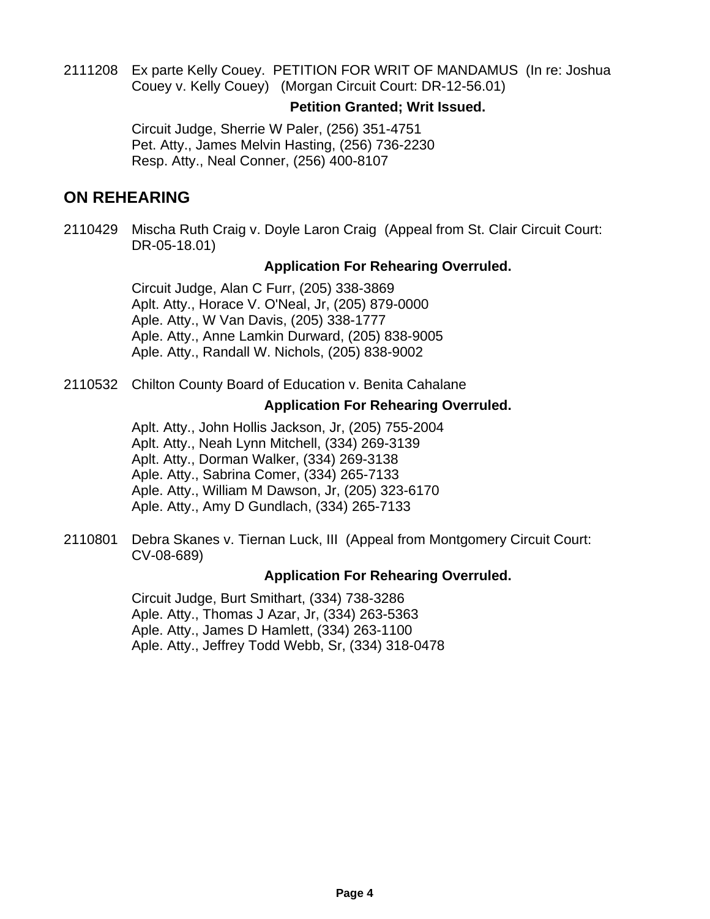2111208 Ex parte Kelly Couey. PETITION FOR WRIT OF MANDAMUS (In re: Joshua Couey v. Kelly Couey) (Morgan Circuit Court: DR-12-56.01)

**Petition Granted; Writ Issued.**

Circuit Judge, Sherrie W Paler, (256) 351-4751
Pet. Atty., James Melvin Hasting, (256) 736-2230
Resp. Atty., Neal Conner, (256) 400-8107

## ON REHEARING

2110429 Mischa Ruth Craig v. Doyle Laron Craig (Appeal from St. Clair Circuit Court: DR-05-18.01)

**Application For Rehearing Overruled.**

Circuit Judge, Alan C Furr, (205) 338-3869
Aplt. Atty., Horace V. O'Neal, Jr, (205) 879-0000
Aple. Atty., W Van Davis, (205) 338-1777
Aple. Atty., Anne Lamkin Durward, (205) 838-9005
Aple. Atty., Randall W. Nichols, (205) 838-9002

2110532 Chilton County Board of Education v. Benita Cahalane

**Application For Rehearing Overruled.**

Aplt. Atty., John Hollis Jackson, Jr, (205) 755-2004
Aplt. Atty., Neah Lynn Mitchell, (334) 269-3139
Aplt. Atty., Dorman Walker, (334) 269-3138
Aple. Atty., Sabrina Comer, (334) 265-7133
Aple. Atty., William M Dawson, Jr, (205) 323-6170
Aple. Atty., Amy D Gundlach, (334) 265-7133

2110801 Debra Skanes v. Tiernan Luck, III (Appeal from Montgomery Circuit Court: CV-08-689)

**Application For Rehearing Overruled.**

Circuit Judge, Burt Smithart, (334) 738-3286
Aple. Atty., Thomas J Azar, Jr, (334) 263-5363
Aple. Atty., James D Hamlett, (334) 263-1100
Aple. Atty., Jeffrey Todd Webb, Sr, (334) 318-0478